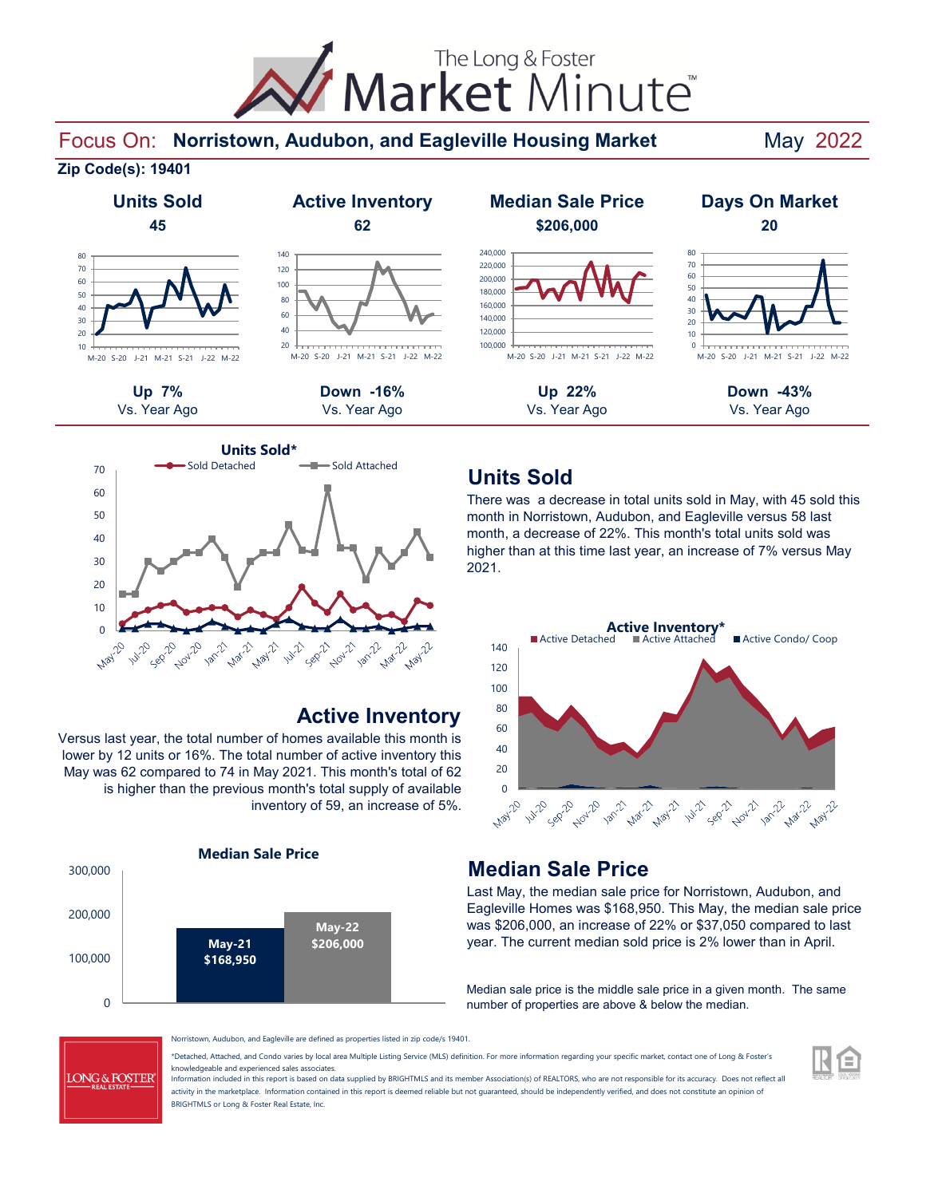# The Long & Foster Market Minute™

## Focus On: Norristown, Audubon, and Eagleville Housing Market

May 2022

**Zip Code(s): 19401**

| Units Sold | Active Inventory | Median Sale Price | Days On Market |
|---|---|---|---|
| **45** | **62** | **$206,000** | **20** |
| **Up 7%** Vs. Year Ago | **Down -16%** Vs. Year Ago | **Up 22%** Vs. Year Ago | **Down -43%** Vs. Year Ago |

## Units Sold

There was a decrease in total units sold in May, with 45 sold this month in Norristown, Audubon, and Eagleville versus 58 last month, a decrease of 22%. This month's total units sold was higher than at this time last year, an increase of 7% versus May 2021.

## Active Inventory

Versus last year, the total number of homes available this month is lower by 12 units or 16%. The total number of active inventory this May was 62 compared to 74 in May 2021. This month's total of 62 is higher than the previous month's total supply of available inventory of 59, an increase of 5%.

## Median Sale Price

| May-21 | May-22 |
|---|---|
| $168,950 | $206,000 |

Last May, the median sale price for Norristown, Audubon, and Eagleville Homes was $168,950. This May, the median sale price was $206,000, an increase of 22% or $37,050 compared to last year. The current median sold price is 2% lower than in April.

Median sale price is the middle sale price in a given month. The same number of properties are above & below the median.

Norristown, Audubon, and Eagleville are defined as properties listed in zip code/s 19401.

*Detached, Attached, and Condo varies by local area Multiple Listing Service (MLS) definition. For more information regarding your specific market, contact one of Long & Foster's knowledgeable and experienced sales associates.

Information included in this report is based on data supplied by BRIGHTMLS and its member Association(s) of REALTORS, who are not responsible for its accuracy. Does not reflect all activity in the marketplace. Information contained in this report is deemed reliable but not guaranteed, should be independently verified, and does not constitute an opinion of BRIGHTMLS or Long & Foster Real Estate, Inc.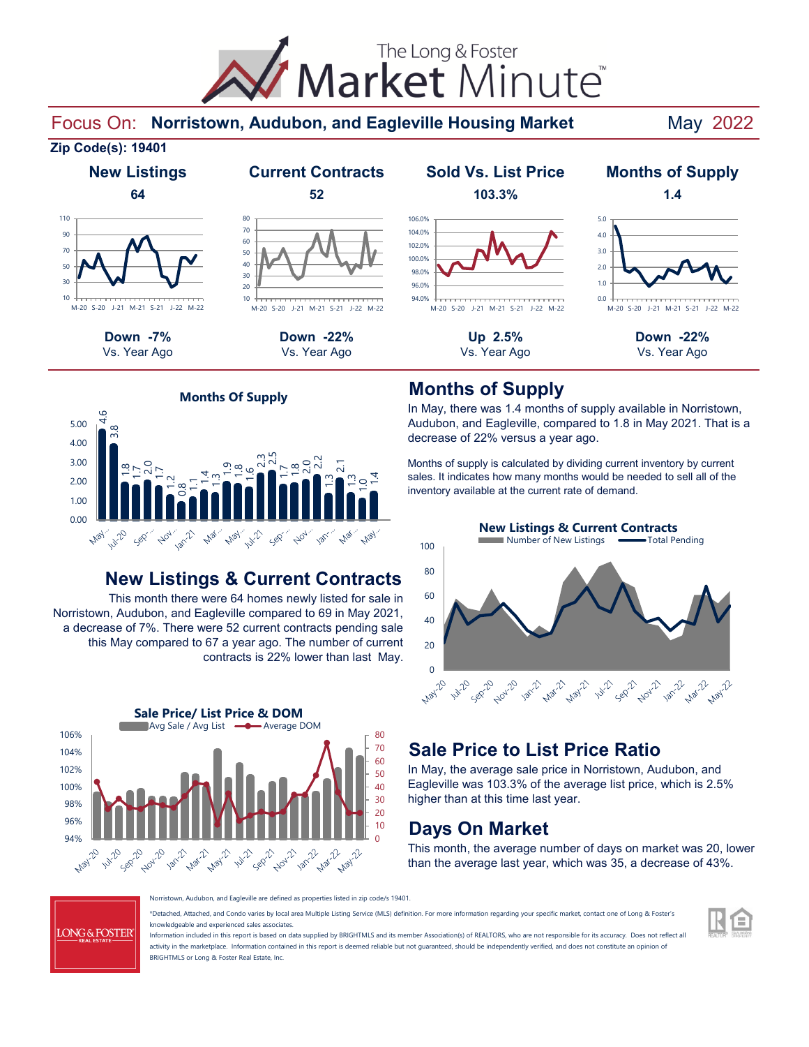The Long & Foster Market Minute™

## Focus On: Norristown, Audubon, and Eagleville Housing Market — May 2022

**Zip Code(s): 19401**

### New Listings
**64**

110
90
70
50
30
10
M-20 S-20 J-21 M-21 S-21 J-22 M-22

**Down -7%**
Vs. Year Ago

### Current Contracts
**52**

80
70
60
50
40
30
20
10
M-20 S-20 J-21 M-21 S-21 J-22 M-22

**Down -22%**
Vs. Year Ago

### Sold Vs. List Price
**103.3%**

106.0%
104.0%
102.0%
100.0%
98.0%
96.0%
94.0%
M-20 S-20 J-21 M-21 S-21 J-22 M-22

**Up 2.5%**
Vs. Year Ago

### Months of Supply
**1.4**

5.0
4.0
3.0
2.0
1.0
0.0
M-20 S-20 J-21 M-21 S-21 J-22 M-22

**Down -22%**
Vs. Year Ago

**Months Of Supply**

5.00
4.00
3.00
2.00
1.00
0.00

4.6 3.8 1.8 1.7 2.0 1.7 1.2 0.8 1.1 1.4 1.3 1.9 1.8 1.6 2.3 2.5 1.7 1.8 2.0 2.2 1.3 2.1 1.3 1.0 1.4

May... Jul-20 Sep-... Nov... Jan-21 Mar... May... Jul-21 Sep-... Nov... Jan-... Mar... May...

## Months of Supply

In May, there was 1.4 months of supply available in Norristown, Audubon, and Eagleville, compared to 1.8 in May 2021. That is a decrease of 22% versus a year ago.

Months of supply is calculated by dividing current inventory by current sales. It indicates how many months would be needed to sell all of the inventory available at the current rate of demand.

## New Listings & Current Contracts

This month there were 64 homes newly listed for sale in Norristown, Audubon, and Eagleville compared to 69 in May 2021, a decrease of 7%. There were 52 current contracts pending sale this May compared to 67 a year ago. The number of current contracts is 22% lower than last May.

**New Listings & Current Contracts**

Number of New Listings — Total Pending

100
80
60
40
20
0

May-20 Jul-20 Sep-20 Nov-20 Jan-21 Mar-21 May-21 Jul-21 Sep-21 Nov-21 Jan-22 Mar-22 May-22

**Sale Price/ List Price & DOM**

Avg Sale / Avg List — Average DOM

106%
104%
102%
100%
98%
96%
94%

80
70
60
50
40
30
20
10
0

May-20 Jul-20 Sep-20 Nov-20 Jan-21 Mar-21 May-21 Jul-21 Sep-21 Nov-21 Jan-22 Mar-22 May-22

## Sale Price to List Price Ratio

In May, the average sale price in Norristown, Audubon, and Eagleville was 103.3% of the average list price, which is 2.5% higher than at this time last year.

## Days On Market

This month, the average number of days on market was 20, lower than the average last year, which was 35, a decrease of 43%.

Norristown, Audubon, and Eagleville are defined as properties listed in zip code/s 19401.

*Detached, Attached, and Condo varies by local area Multiple Listing Service (MLS) definition. For more information regarding your specific market, contact one of Long & Foster's knowledgeable and experienced sales associates.

Information included in this report is based on data supplied by BRIGHTMLS and its member Association(s) of REALTORS, who are not responsible for its accuracy. Does not reflect all activity in the marketplace. Information contained in this report is deemed reliable but not guaranteed, should be independently verified, and does not constitute an opinion of BRIGHTMLS or Long & Foster Real Estate, Inc.

LONG & FOSTER REAL ESTATE